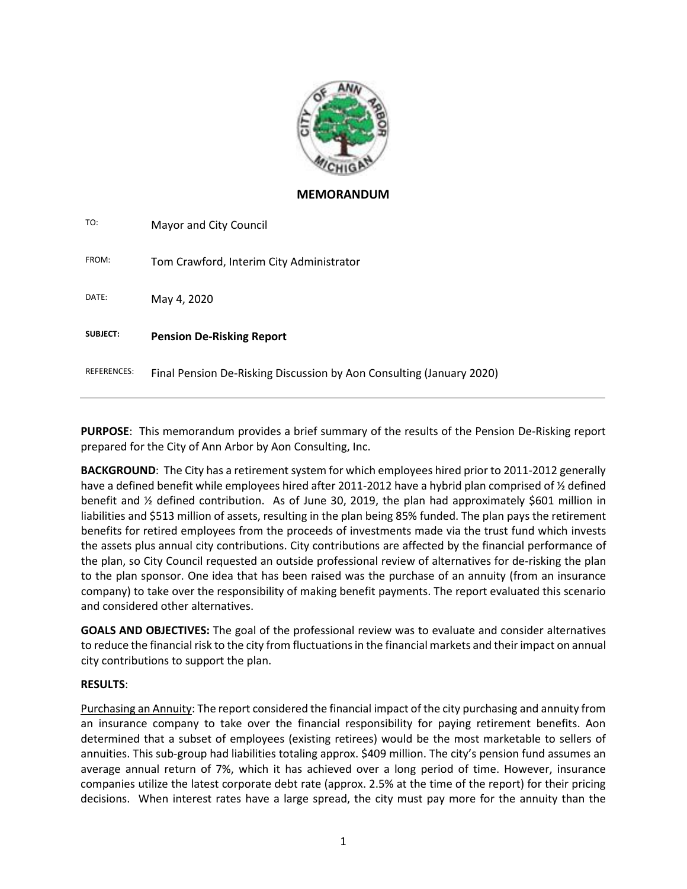## MEMORANDUM

TO: Mayor and City Council

FROM: Tom Crawford, Interim City Administrator

DATE: May 4, 2020

**SUBJECT:** **Pension De-Risking Report**

REFERENCES: Final Pension De-Risking Discussion by Aon Consulting (January 2020)

---

**PURPOSE**: This memorandum provides a brief summary of the results of the Pension De-Risking report prepared for the City of Ann Arbor by Aon Consulting, Inc.

**BACKGROUND**: The City has a retirement system for which employees hired prior to 2011-2012 generally have a defined benefit while employees hired after 2011-2012 have a hybrid plan comprised of ½ defined benefit and ½ defined contribution. As of June 30, 2019, the plan had approximately $601 million in liabilities and $513 million of assets, resulting in the plan being 85% funded. The plan pays the retirement benefits for retired employees from the proceeds of investments made via the trust fund which invests the assets plus annual city contributions. City contributions are affected by the financial performance of the plan, so City Council requested an outside professional review of alternatives for de-risking the plan to the plan sponsor. One idea that has been raised was the purchase of an annuity (from an insurance company) to take over the responsibility of making benefit payments. The report evaluated this scenario and considered other alternatives.

**GOALS AND OBJECTIVES:** The goal of the professional review was to evaluate and consider alternatives to reduce the financial risk to the city from fluctuations in the financial markets and their impact on annual city contributions to support the plan.

**RESULTS**:

Purchasing an Annuity: The report considered the financial impact of the city purchasing and annuity from an insurance company to take over the financial responsibility for paying retirement benefits. Aon determined that a subset of employees (existing retirees) would be the most marketable to sellers of annuities. This sub-group had liabilities totaling approx. $409 million. The city's pension fund assumes an average annual return of 7%, which it has achieved over a long period of time. However, insurance companies utilize the latest corporate debt rate (approx. 2.5% at the time of the report) for their pricing decisions. When interest rates have a large spread, the city must pay more for the annuity than the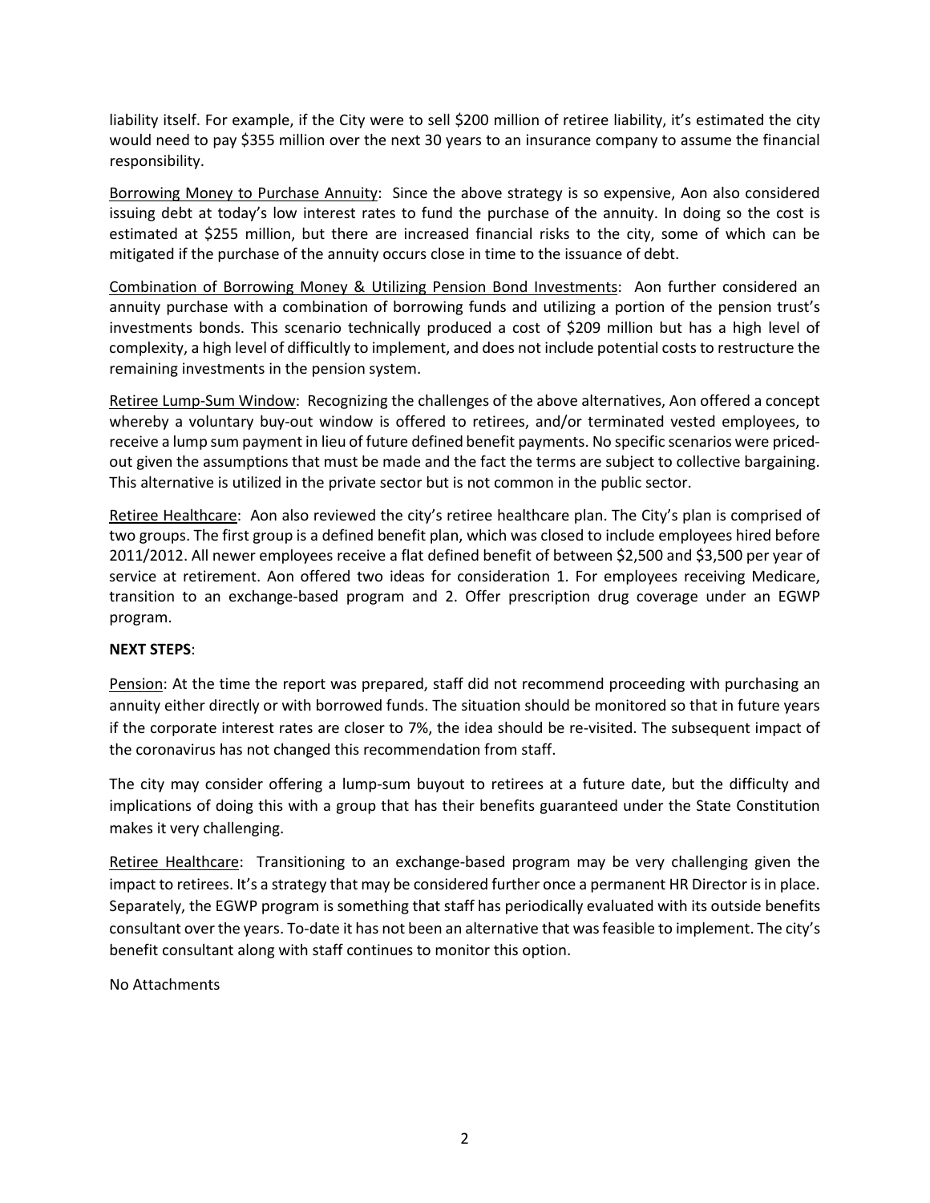liability itself. For example, if the City were to sell $200 million of retiree liability, it's estimated the city would need to pay $355 million over the next 30 years to an insurance company to assume the financial responsibility.

<u>Borrowing Money to Purchase Annuity</u>: Since the above strategy is so expensive, Aon also considered issuing debt at today's low interest rates to fund the purchase of the annuity. In doing so the cost is estimated at $255 million, but there are increased financial risks to the city, some of which can be mitigated if the purchase of the annuity occurs close in time to the issuance of debt.

<u>Combination of Borrowing Money & Utilizing Pension Bond Investments</u>: Aon further considered an annuity purchase with a combination of borrowing funds and utilizing a portion of the pension trust's investments bonds. This scenario technically produced a cost of $209 million but has a high level of complexity, a high level of difficultly to implement, and does not include potential costs to restructure the remaining investments in the pension system.

<u>Retiree Lump-Sum Window</u>: Recognizing the challenges of the above alternatives, Aon offered a concept whereby a voluntary buy-out window is offered to retirees, and/or terminated vested employees, to receive a lump sum payment in lieu of future defined benefit payments. No specific scenarios were priced-out given the assumptions that must be made and the fact the terms are subject to collective bargaining. This alternative is utilized in the private sector but is not common in the public sector.

<u>Retiree Healthcare</u>: Aon also reviewed the city's retiree healthcare plan. The City's plan is comprised of two groups. The first group is a defined benefit plan, which was closed to include employees hired before 2011/2012. All newer employees receive a flat defined benefit of between $2,500 and $3,500 per year of service at retirement. Aon offered two ideas for consideration 1. For employees receiving Medicare, transition to an exchange-based program and 2. Offer prescription drug coverage under an EGWP program.

**NEXT STEPS**:

<u>Pension</u>: At the time the report was prepared, staff did not recommend proceeding with purchasing an annuity either directly or with borrowed funds. The situation should be monitored so that in future years if the corporate interest rates are closer to 7%, the idea should be re-visited. The subsequent impact of the coronavirus has not changed this recommendation from staff.

The city may consider offering a lump-sum buyout to retirees at a future date, but the difficulty and implications of doing this with a group that has their benefits guaranteed under the State Constitution makes it very challenging.

<u>Retiree Healthcare</u>: Transitioning to an exchange-based program may be very challenging given the impact to retirees. It's a strategy that may be considered further once a permanent HR Director is in place. Separately, the EGWP program is something that staff has periodically evaluated with its outside benefits consultant over the years. To-date it has not been an alternative that was feasible to implement. The city's benefit consultant along with staff continues to monitor this option.

No Attachments